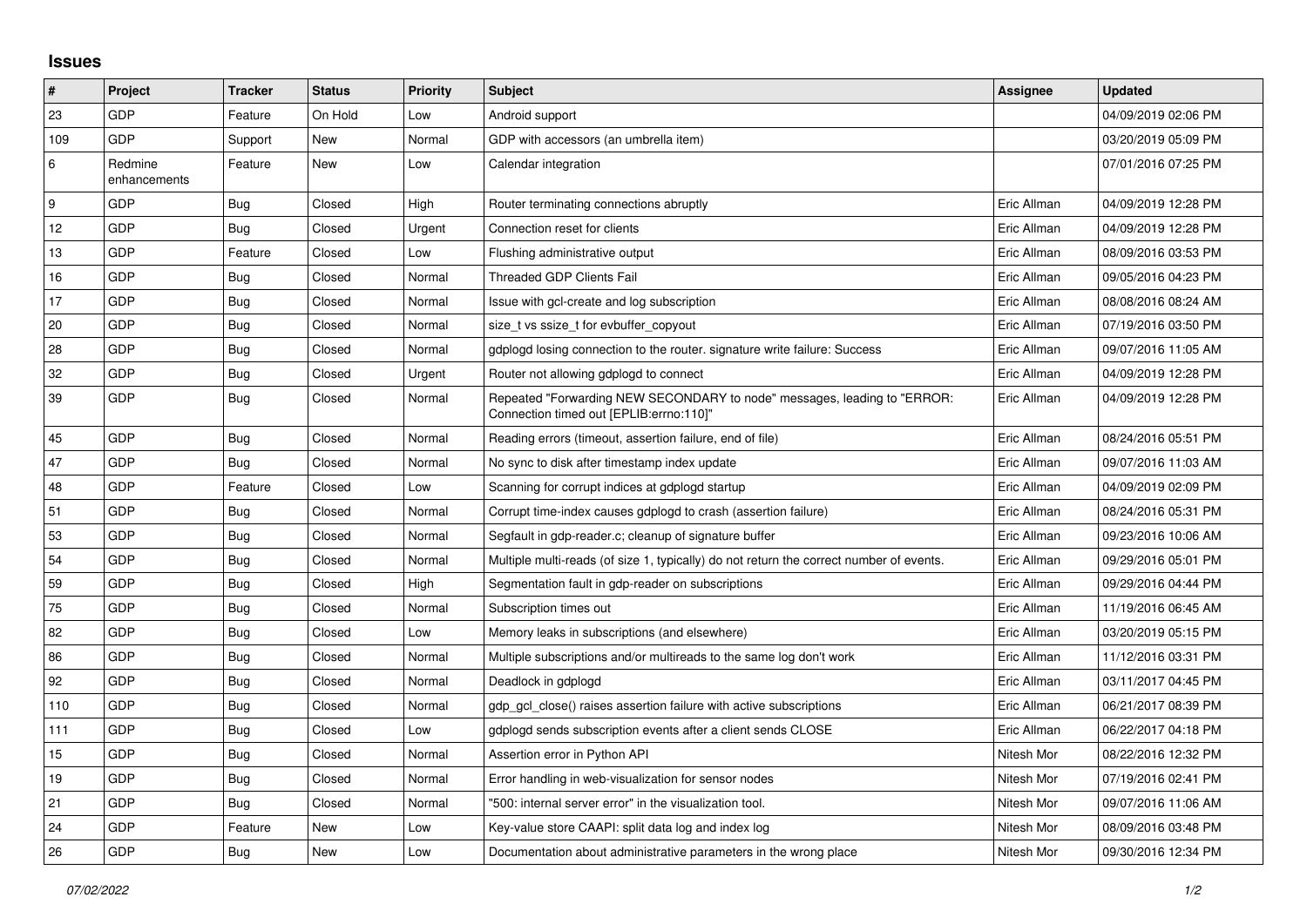## Issues

| # | Project | Tracker | Status | Priority | Subject | Assignee | Updated |
|---|---|---|---|---|---|---|---|
| 23 | GDP | Feature | On Hold | Low | Android support | | 04/09/2019 02:06 PM |
| 109 | GDP | Support | New | Normal | GDP with accessors (an umbrella item) | | 03/20/2019 05:09 PM |
| 6 | Redmine enhancements | Feature | New | Low | Calendar integration | | 07/01/2016 07:25 PM |
| 9 | GDP | Bug | Closed | High | Router terminating connections abruptly | Eric Allman | 04/09/2019 12:28 PM |
| 12 | GDP | Bug | Closed | Urgent | Connection reset for clients | Eric Allman | 04/09/2019 12:28 PM |
| 13 | GDP | Feature | Closed | Low | Flushing administrative output | Eric Allman | 08/09/2016 03:53 PM |
| 16 | GDP | Bug | Closed | Normal | Threaded GDP Clients Fail | Eric Allman | 09/05/2016 04:23 PM |
| 17 | GDP | Bug | Closed | Normal | Issue with gcl-create and log subscription | Eric Allman | 08/08/2016 08:24 AM |
| 20 | GDP | Bug | Closed | Normal | size_t vs ssize_t for evbuffer_copyout | Eric Allman | 07/19/2016 03:50 PM |
| 28 | GDP | Bug | Closed | Normal | gdplogd losing connection to the router. signature write failure: Success | Eric Allman | 09/07/2016 11:05 AM |
| 32 | GDP | Bug | Closed | Urgent | Router not allowing gdplogd to connect | Eric Allman | 04/09/2019 12:28 PM |
| 39 | GDP | Bug | Closed | Normal | Repeated "Forwarding NEW SECONDARY to node" messages, leading to "ERROR: Connection timed out [EPLIB:errno:110]" | Eric Allman | 04/09/2019 12:28 PM |
| 45 | GDP | Bug | Closed | Normal | Reading errors (timeout, assertion failure, end of file) | Eric Allman | 08/24/2016 05:51 PM |
| 47 | GDP | Bug | Closed | Normal | No sync to disk after timestamp index update | Eric Allman | 09/07/2016 11:03 AM |
| 48 | GDP | Feature | Closed | Low | Scanning for corrupt indices at gdplogd startup | Eric Allman | 04/09/2019 02:09 PM |
| 51 | GDP | Bug | Closed | Normal | Corrupt time-index causes gdplogd to crash (assertion failure) | Eric Allman | 08/24/2016 05:31 PM |
| 53 | GDP | Bug | Closed | Normal | Segfault in gdp-reader.c; cleanup of signature buffer | Eric Allman | 09/23/2016 10:06 AM |
| 54 | GDP | Bug | Closed | Normal | Multiple multi-reads (of size 1, typically) do not return the correct number of events. | Eric Allman | 09/29/2016 05:01 PM |
| 59 | GDP | Bug | Closed | High | Segmentation fault in gdp-reader on subscriptions | Eric Allman | 09/29/2016 04:44 PM |
| 75 | GDP | Bug | Closed | Normal | Subscription times out | Eric Allman | 11/19/2016 06:45 AM |
| 82 | GDP | Bug | Closed | Low | Memory leaks in subscriptions (and elsewhere) | Eric Allman | 03/20/2019 05:15 PM |
| 86 | GDP | Bug | Closed | Normal | Multiple subscriptions and/or multireads to the same log don't work | Eric Allman | 11/12/2016 03:31 PM |
| 92 | GDP | Bug | Closed | Normal | Deadlock in gdplogd | Eric Allman | 03/11/2017 04:45 PM |
| 110 | GDP | Bug | Closed | Normal | gdp_gcl_close() raises assertion failure with active subscriptions | Eric Allman | 06/21/2017 08:39 PM |
| 111 | GDP | Bug | Closed | Low | gdplogd sends subscription events after a client sends CLOSE | Eric Allman | 06/22/2017 04:18 PM |
| 15 | GDP | Bug | Closed | Normal | Assertion error in Python API | Nitesh Mor | 08/22/2016 12:32 PM |
| 19 | GDP | Bug | Closed | Normal | Error handling in web-visualization for sensor nodes | Nitesh Mor | 07/19/2016 02:41 PM |
| 21 | GDP | Bug | Closed | Normal | "500: internal server error" in the visualization tool. | Nitesh Mor | 09/07/2016 11:06 AM |
| 24 | GDP | Feature | New | Low | Key-value store CAAPI: split data log and index log | Nitesh Mor | 08/09/2016 03:48 PM |
| 26 | GDP | Bug | New | Low | Documentation about administrative parameters in the wrong place | Nitesh Mor | 09/30/2016 12:34 PM |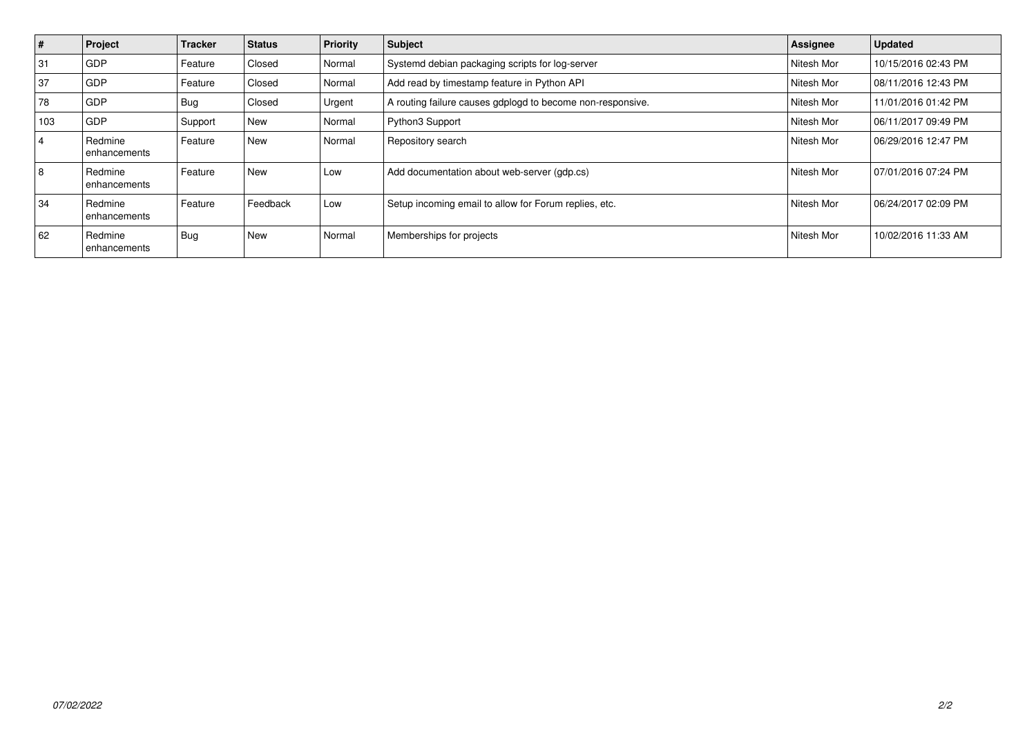| # | Project | Tracker | Status | Priority | Subject | Assignee | Updated |
|---|---|---|---|---|---|---|---|
| 31 | GDP | Feature | Closed | Normal | Systemd debian packaging scripts for log-server | Nitesh Mor | 10/15/2016 02:43 PM |
| 37 | GDP | Feature | Closed | Normal | Add read by timestamp feature in Python API | Nitesh Mor | 08/11/2016 12:43 PM |
| 78 | GDP | Bug | Closed | Urgent | A routing failure causes gdplogd to become non-responsive. | Nitesh Mor | 11/01/2016 01:42 PM |
| 103 | GDP | Support | New | Normal | Python3 Support | Nitesh Mor | 06/11/2017 09:49 PM |
| 4 | Redmine enhancements | Feature | New | Normal | Repository search | Nitesh Mor | 06/29/2016 12:47 PM |
| 8 | Redmine enhancements | Feature | New | Low | Add documentation about web-server (gdp.cs) | Nitesh Mor | 07/01/2016 07:24 PM |
| 34 | Redmine enhancements | Feature | Feedback | Low | Setup incoming email to allow for Forum replies, etc. | Nitesh Mor | 06/24/2017 02:09 PM |
| 62 | Redmine enhancements | Bug | New | Normal | Memberships for projects | Nitesh Mor | 10/02/2016 11:33 AM |